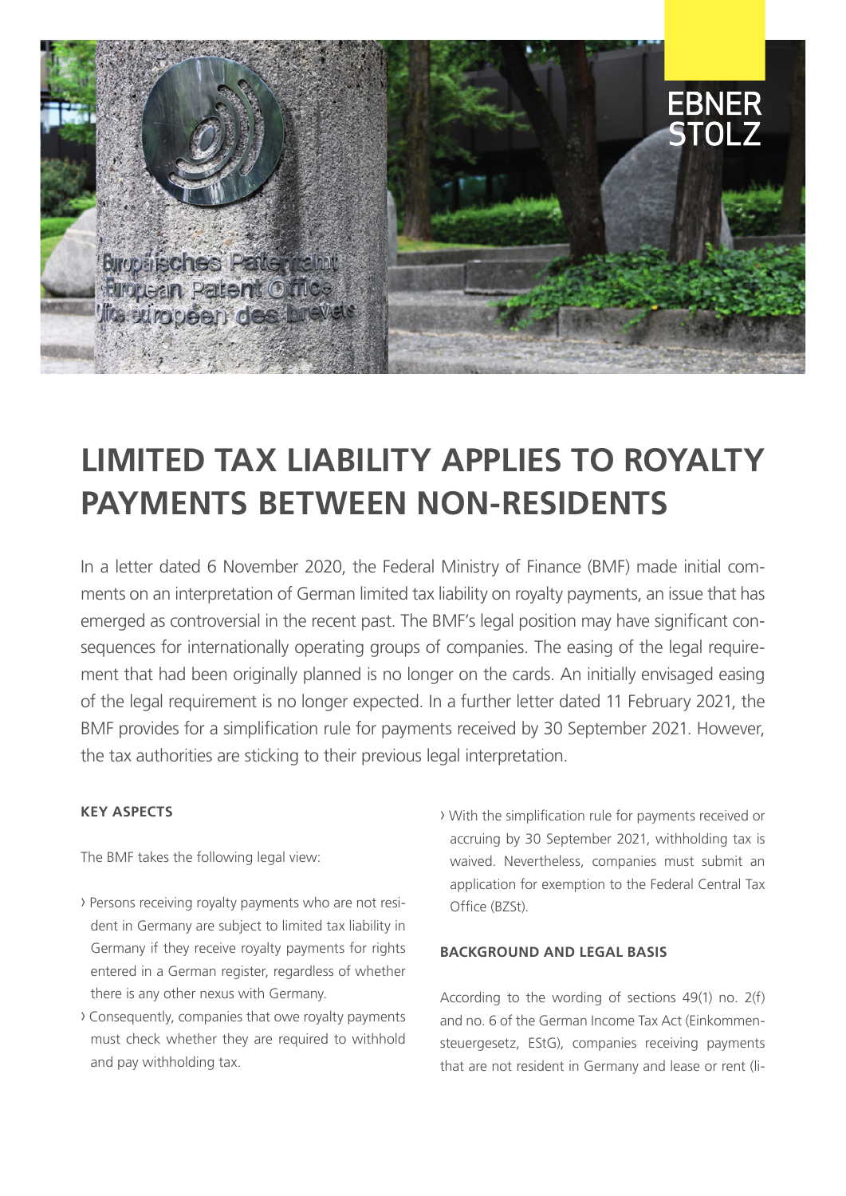# LIMITED TAX LIABILITY APPLIES TO ROYALTY PAYMENTS BETWEEN NON-RESIDENTS

In a letter dated 6 November 2020, the Federal Ministry of Finance (BMF) made initial comments on an interpretation of German limited tax liability on royalty payments, an issue that has emerged as controversial in the recent past. The BMF's legal position may have significant consequences for internationally operating groups of companies. The easing of the legal requirement that had been originally planned is no longer on the cards. An initially envisaged easing of the legal requirement is no longer expected. In a further letter dated 11 February 2021, the BMF provides for a simplification rule for payments received by 30 September 2021. However, the tax authorities are sticking to their previous legal interpretation.

#### KEY ASPECTS

The BMF takes the following legal view:

- Persons receiving royalty payments who are not resident in Germany are subject to limited tax liability in Germany if they receive royalty payments for rights entered in a German register, regardless of whether there is any other nexus with Germany.
- Consequently, companies that owe royalty payments must check whether they are required to withhold and pay withholding tax.
- With the simplification rule for payments received or accruing by 30 September 2021, withholding tax is waived. Nevertheless, companies must submit an application for exemption to the Federal Central Tax Office (BZSt).

#### BACKGROUND AND LEGAL BASIS

According to the wording of sections 49(1) no. 2(f) and no. 6 of the German Income Tax Act (Einkommensteuergesetz, EStG), companies receiving payments that are not resident in Germany and lease or rent (li-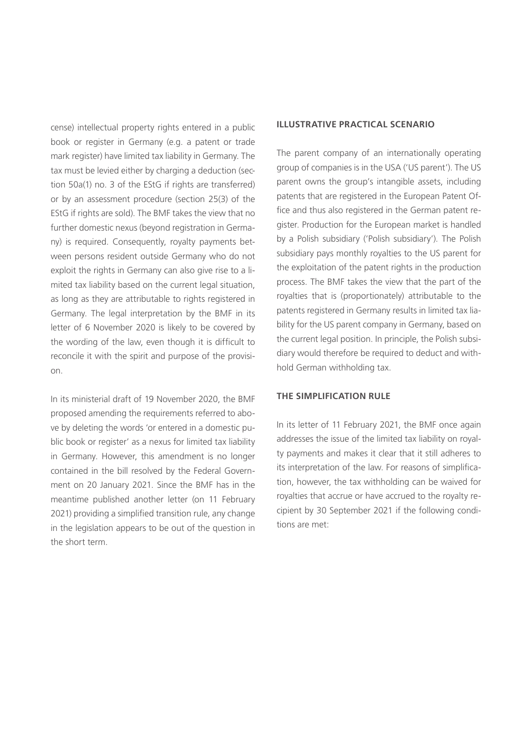cense) intellectual property rights entered in a public book or register in Germany (e.g. a patent or trade mark register) have limited tax liability in Germany. The tax must be levied either by charging a deduction (section 50a(1) no. 3 of the EStG if rights are transferred) or by an assessment procedure (section 25(3) of the EStG if rights are sold). The BMF takes the view that no further domestic nexus (beyond registration in Germany) is required. Consequently, royalty payments between persons resident outside Germany who do not exploit the rights in Germany can also give rise to a limited tax liability based on the current legal situation, as long as they are attributable to rights registered in Germany. The legal interpretation by the BMF in its letter of 6 November 2020 is likely to be covered by the wording of the law, even though it is difficult to reconcile it with the spirit and purpose of the provision.

In its ministerial draft of 19 November 2020, the BMF proposed amending the requirements referred to above by deleting the words 'or entered in a domestic public book or register' as a nexus for limited tax liability in Germany. However, this amendment is no longer contained in the bill resolved by the Federal Government on 20 January 2021. Since the BMF has in the meantime published another letter (on 11 February 2021) providing a simplified transition rule, any change in the legislation appears to be out of the question in the short term.

## ILLUSTRATIVE PRACTICAL SCENARIO

The parent company of an internationally operating group of companies is in the USA ('US parent'). The US parent owns the group's intangible assets, including patents that are registered in the European Patent Office and thus also registered in the German patent register. Production for the European market is handled by a Polish subsidiary ('Polish subsidiary'). The Polish subsidiary pays monthly royalties to the US parent for the exploitation of the patent rights in the production process. The BMF takes the view that the part of the royalties that is (proportionately) attributable to the patents registered in Germany results in limited tax liability for the US parent company in Germany, based on the current legal position. In principle, the Polish subsidiary would therefore be required to deduct and withhold German withholding tax.

## THE SIMPLIFICATION RULE

In its letter of 11 February 2021, the BMF once again addresses the issue of the limited tax liability on royalty payments and makes it clear that it still adheres to its interpretation of the law. For reasons of simplification, however, the tax withholding can be waived for royalties that accrue or have accrued to the royalty recipient by 30 September 2021 if the following conditions are met: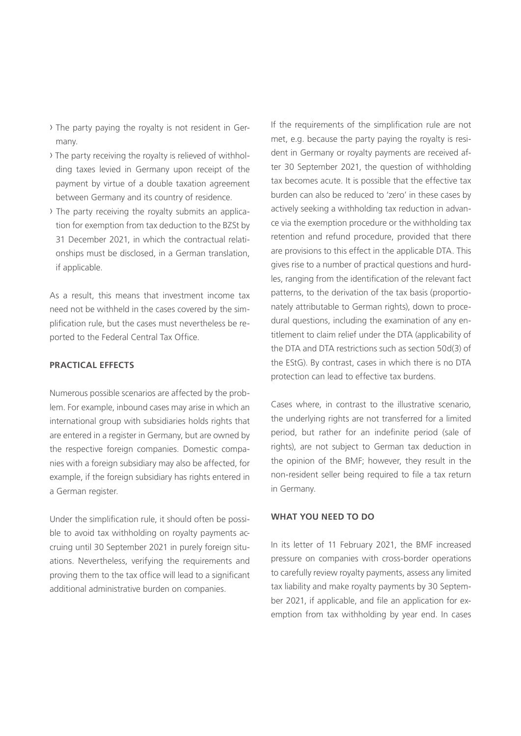- The party paying the royalty is not resident in Germany.
- The party receiving the royalty is relieved of withholding taxes levied in Germany upon receipt of the payment by virtue of a double taxation agreement between Germany and its country of residence.
- The party receiving the royalty submits an application for exemption from tax deduction to the BZSt by 31 December 2021, in which the contractual relationships must be disclosed, in a German translation, if applicable.

As a result, this means that investment income tax need not be withheld in the cases covered by the simplification rule, but the cases must nevertheless be reported to the Federal Central Tax Office.

## PRACTICAL EFFECTS

Numerous possible scenarios are affected by the problem. For example, inbound cases may arise in which an international group with subsidiaries holds rights that are entered in a register in Germany, but are owned by the respective foreign companies. Domestic companies with a foreign subsidiary may also be affected, for example, if the foreign subsidiary has rights entered in a German register.

Under the simplification rule, it should often be possible to avoid tax withholding on royalty payments accruing until 30 September 2021 in purely foreign situations. Nevertheless, verifying the requirements and proving them to the tax office will lead to a significant additional administrative burden on companies.

If the requirements of the simplification rule are not met, e.g. because the party paying the royalty is resident in Germany or royalty payments are received after 30 September 2021, the question of withholding tax becomes acute. It is possible that the effective tax burden can also be reduced to 'zero' in these cases by actively seeking a withholding tax reduction in advance via the exemption procedure or the withholding tax retention and refund procedure, provided that there are provisions to this effect in the applicable DTA. This gives rise to a number of practical questions and hurdles, ranging from the identification of the relevant fact patterns, to the derivation of the tax basis (proportionately attributable to German rights), down to procedural questions, including the examination of any entitlement to claim relief under the DTA (applicability of the DTA and DTA restrictions such as section 50d(3) of the EStG). By contrast, cases in which there is no DTA protection can lead to effective tax burdens.

Cases where, in contrast to the illustrative scenario, the underlying rights are not transferred for a limited period, but rather for an indefinite period (sale of rights), are not subject to German tax deduction in the opinion of the BMF; however, they result in the non-resident seller being required to file a tax return in Germany.

## WHAT YOU NEED TO DO

In its letter of 11 February 2021, the BMF increased pressure on companies with cross-border operations to carefully review royalty payments, assess any limited tax liability and make royalty payments by 30 September 2021, if applicable, and file an application for exemption from tax withholding by year end. In cases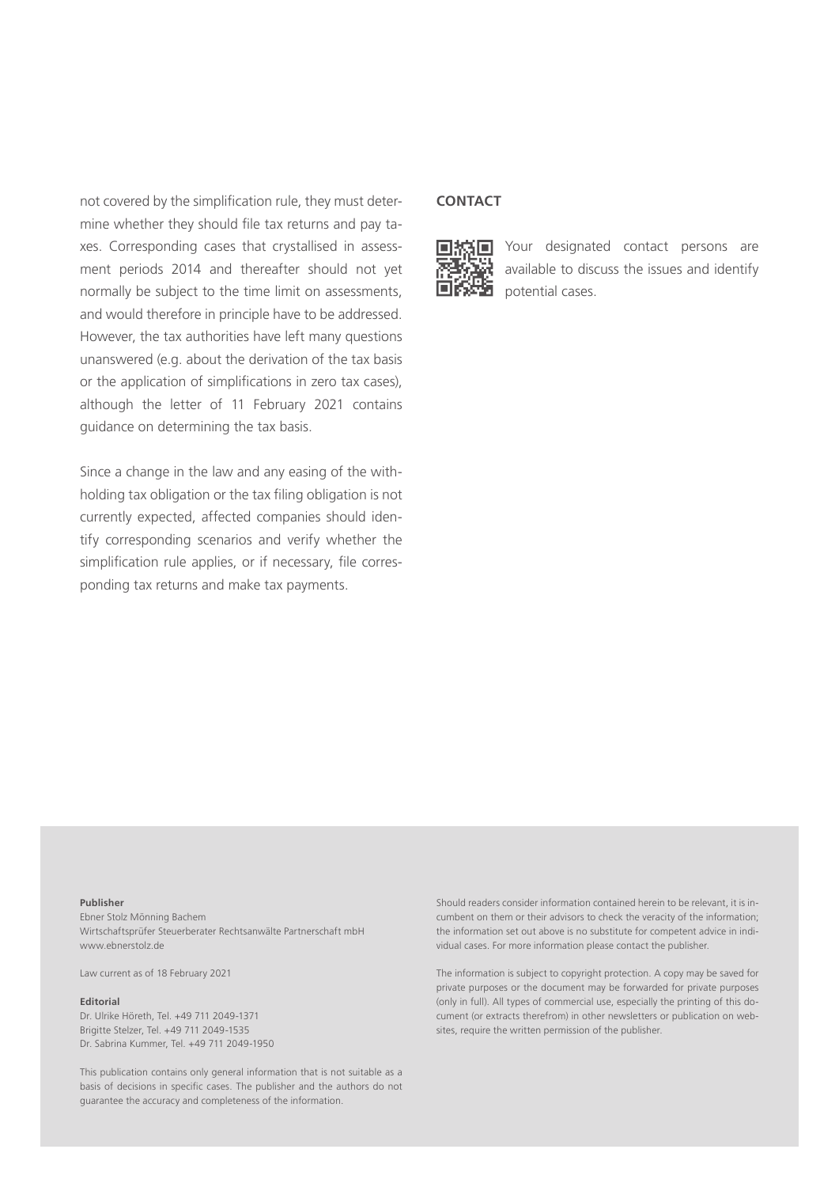not covered by the simplification rule, they must determine whether they should file tax returns and pay taxes. Corresponding cases that crystallised in assessment periods 2014 and thereafter should not yet normally be subject to the time limit on assessments, and would therefore in principle have to be addressed. However, the tax authorities have left many questions unanswered (e.g. about the derivation of the tax basis or the application of simplifications in zero tax cases), although the letter of 11 February 2021 contains guidance on determining the tax basis.

Since a change in the law and any easing of the withholding tax obligation or the tax filing obligation is not currently expected, affected companies should identify corresponding scenarios and verify whether the simplification rule applies, or if necessary, file corresponding tax returns and make tax payments.

**CONTACT**

Your designated contact persons are available to discuss the issues and identify potential cases.

**Publisher**
Ebner Stolz Mönning Bachem
Wirtschaftsprüfer Steuerberater Rechtsanwälte Partnerschaft mbH
www.ebnerstolz.de

Law current as of 18 February 2021

**Editorial**
Dr. Ulrike Höreth, Tel. +49 711 2049-1371
Brigitte Stelzer, Tel. +49 711 2049-1535
Dr. Sabrina Kummer, Tel. +49 711 2049-1950

This publication contains only general information that is not suitable as a basis of decisions in specific cases. The publisher and the authors do not guarantee the accuracy and completeness of the information.

Should readers consider information contained herein to be relevant, it is incumbent on them or their advisors to check the veracity of the information; the information set out above is no substitute for competent advice in individual cases. For more information please contact the publisher.

The information is subject to copyright protection. A copy may be saved for private purposes or the document may be forwarded for private purposes (only in full). All types of commercial use, especially the printing of this document (or extracts therefrom) in other newsletters or publication on websites, require the written permission of the publisher.